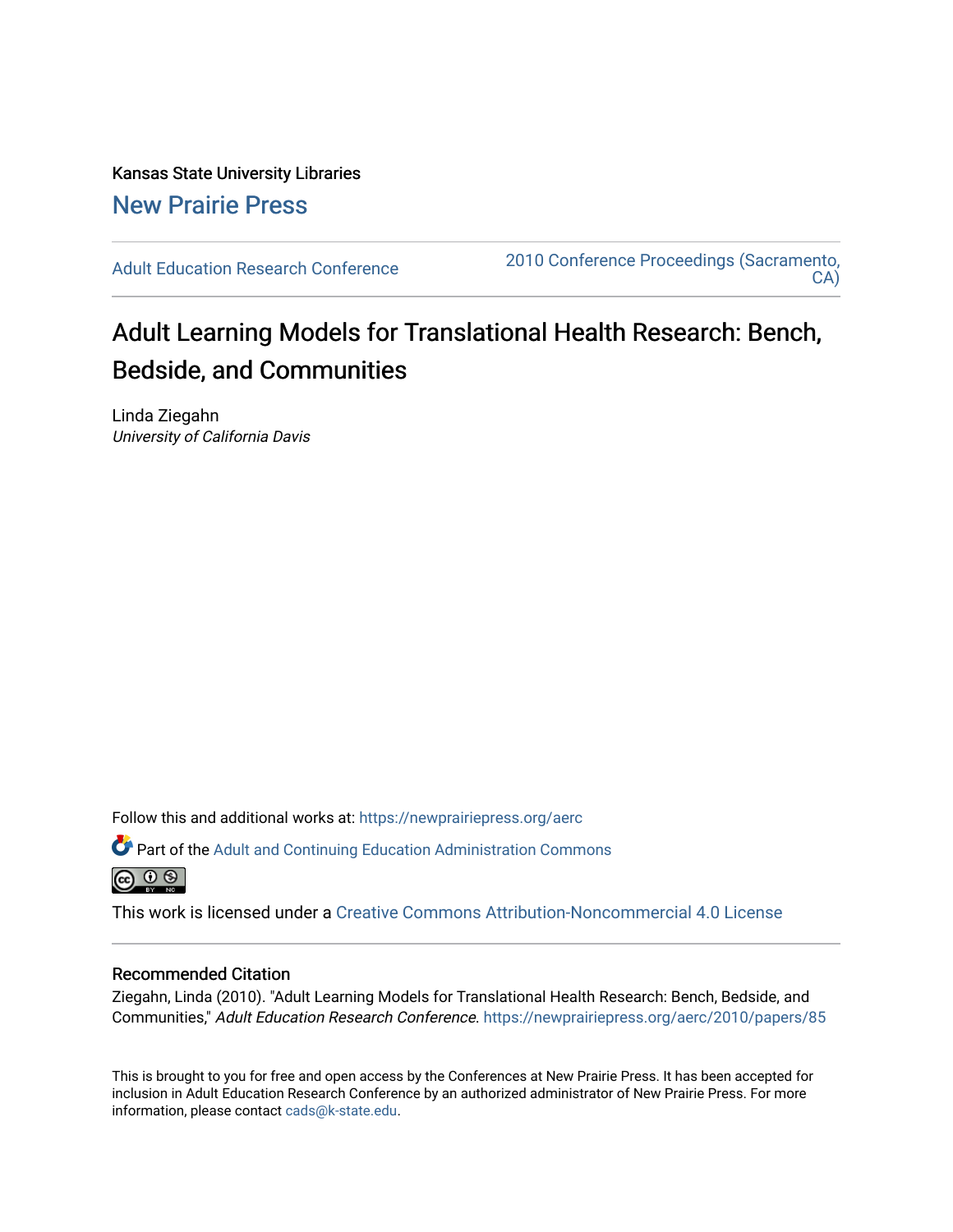Kansas State University Libraries

New Prairie Press

Adult Education Research Conference | 2010 Conference Proceedings (Sacramento, CA)

# Adult Learning Models for Translational Health Research: Bench, Bedside, and Communities

Linda Ziegahn

*University of California Davis*

Follow this and additional works at: https://newprairiepress.org/aerc

Part of the Adult and Continuing Education Administration Commons

This work is licensed under a Creative Commons Attribution-Noncommercial 4.0 License

## Recommended Citation

Ziegahn, Linda (2010). "Adult Learning Models for Translational Health Research: Bench, Bedside, and Communities," *Adult Education Research Conference*. https://newprairiepress.org/aerc/2010/papers/85

This is brought to you for free and open access by the Conferences at New Prairie Press. It has been accepted for inclusion in Adult Education Research Conference by an authorized administrator of New Prairie Press. For more information, please contact cads@k-state.edu.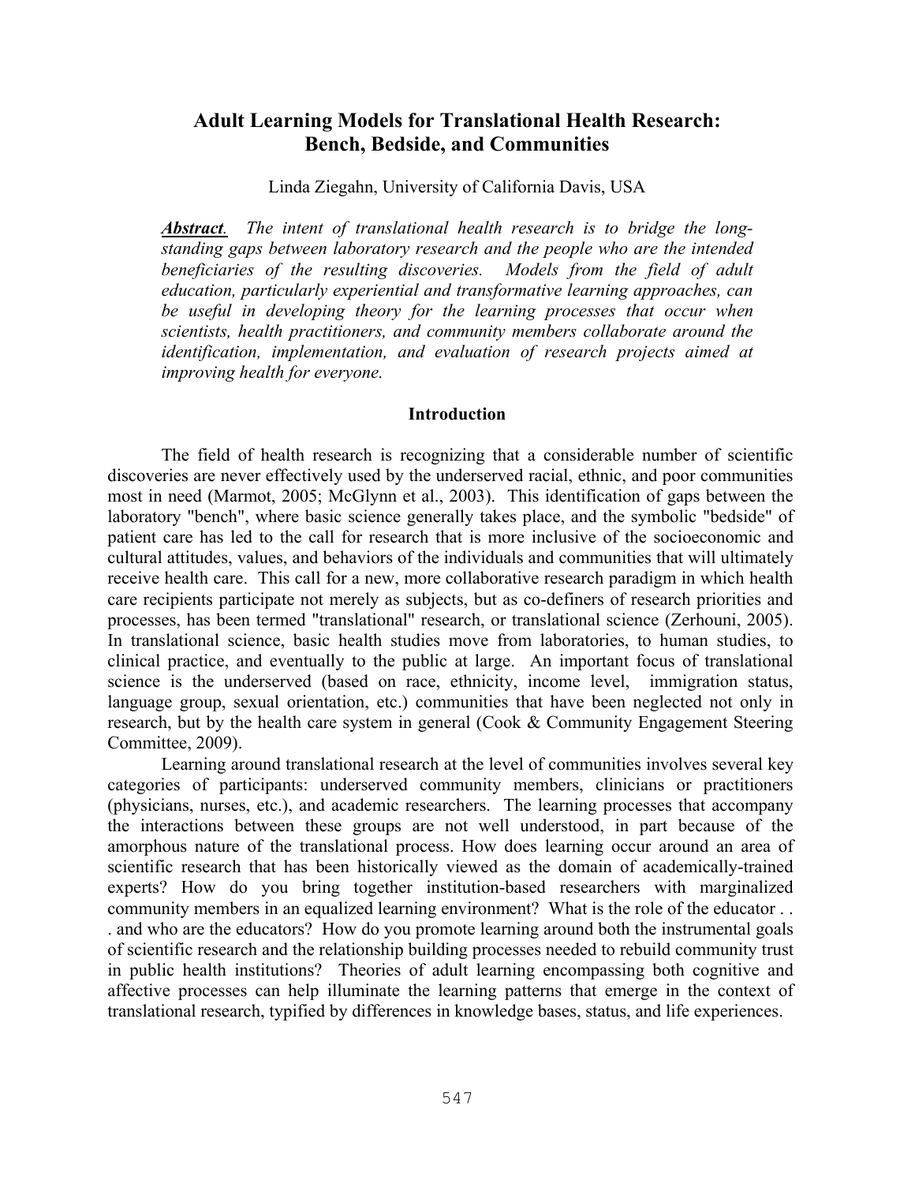# Adult Learning Models for Translational Health Research: Bench, Bedside, and Communities

Linda Ziegahn, University of California Davis, USA

***Abstract**. The intent of translational health research is to bridge the long-standing gaps between laboratory research and the people who are the intended beneficiaries of the resulting discoveries. Models from the field of adult education, particularly experiential and transformative learning approaches, can be useful in developing theory for the learning processes that occur when scientists, health practitioners, and community members collaborate around the identification, implementation, and evaluation of research projects aimed at improving health for everyone.*

## Introduction

The field of health research is recognizing that a considerable number of scientific discoveries are never effectively used by the underserved racial, ethnic, and poor communities most in need (Marmot, 2005; McGlynn et al., 2003). This identification of gaps between the laboratory "bench", where basic science generally takes place, and the symbolic "bedside" of patient care has led to the call for research that is more inclusive of the socioeconomic and cultural attitudes, values, and behaviors of the individuals and communities that will ultimately receive health care. This call for a new, more collaborative research paradigm in which health care recipients participate not merely as subjects, but as co-definers of research priorities and processes, has been termed "translational" research, or translational science (Zerhouni, 2005). In translational science, basic health studies move from laboratories, to human studies, to clinical practice, and eventually to the public at large. An important focus of translational science is the underserved (based on race, ethnicity, income level, immigration status, language group, sexual orientation, etc.) communities that have been neglected not only in research, but by the health care system in general (Cook & Community Engagement Steering Committee, 2009).

Learning around translational research at the level of communities involves several key categories of participants: underserved community members, clinicians or practitioners (physicians, nurses, etc.), and academic researchers. The learning processes that accompany the interactions between these groups are not well understood, in part because of the amorphous nature of the translational process. How does learning occur around an area of scientific research that has been historically viewed as the domain of academically-trained experts? How do you bring together institution-based researchers with marginalized community members in an equalized learning environment? What is the role of the educator . . . and who are the educators? How do you promote learning around both the instrumental goals of scientific research and the relationship building processes needed to rebuild community trust in public health institutions? Theories of adult learning encompassing both cognitive and affective processes can help illuminate the learning patterns that emerge in the context of translational research, typified by differences in knowledge bases, status, and life experiences.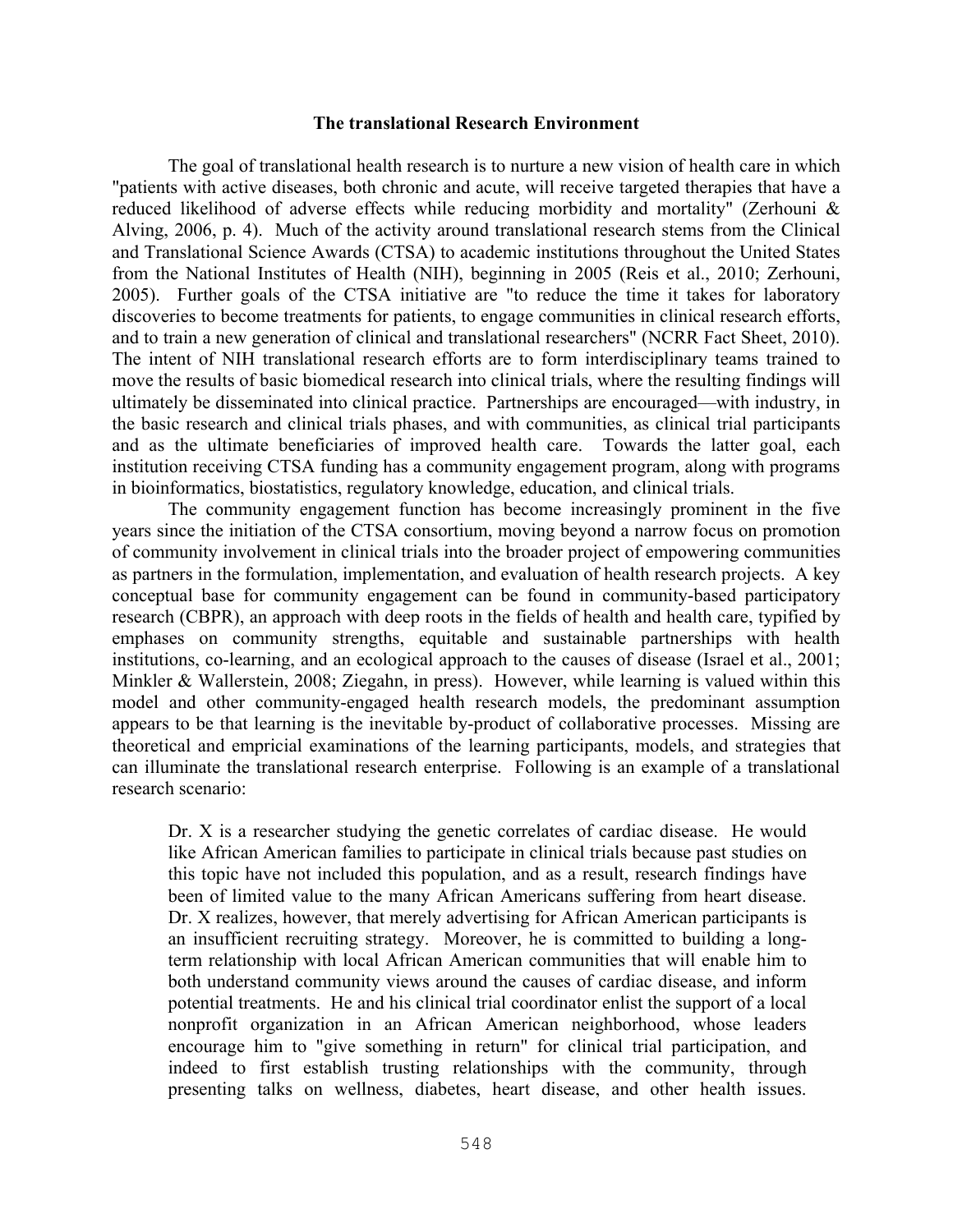### The translational Research Environment

The goal of translational health research is to nurture a new vision of health care in which "patients with active diseases, both chronic and acute, will receive targeted therapies that have a reduced likelihood of adverse effects while reducing morbidity and mortality" (Zerhouni & Alving, 2006, p. 4). Much of the activity around translational research stems from the Clinical and Translational Science Awards (CTSA) to academic institutions throughout the United States from the National Institutes of Health (NIH), beginning in 2005 (Reis et al., 2010; Zerhouni, 2005). Further goals of the CTSA initiative are "to reduce the time it takes for laboratory discoveries to become treatments for patients, to engage communities in clinical research efforts, and to train a new generation of clinical and translational researchers" (NCRR Fact Sheet, 2010). The intent of NIH translational research efforts are to form interdisciplinary teams trained to move the results of basic biomedical research into clinical trials, where the resulting findings will ultimately be disseminated into clinical practice. Partnerships are encouraged—with industry, in the basic research and clinical trials phases, and with communities, as clinical trial participants and as the ultimate beneficiaries of improved health care. Towards the latter goal, each institution receiving CTSA funding has a community engagement program, along with programs in bioinformatics, biostatistics, regulatory knowledge, education, and clinical trials.

The community engagement function has become increasingly prominent in the five years since the initiation of the CTSA consortium, moving beyond a narrow focus on promotion of community involvement in clinical trials into the broader project of empowering communities as partners in the formulation, implementation, and evaluation of health research projects. A key conceptual base for community engagement can be found in community-based participatory research (CBPR), an approach with deep roots in the fields of health and health care, typified by emphases on community strengths, equitable and sustainable partnerships with health institutions, co-learning, and an ecological approach to the causes of disease (Israel et al., 2001; Minkler & Wallerstein, 2008; Ziegahn, in press). However, while learning is valued within this model and other community-engaged health research models, the predominant assumption appears to be that learning is the inevitable by-product of collaborative processes. Missing are theoretical and empricial examinations of the learning participants, models, and strategies that can illuminate the translational research enterprise. Following is an example of a translational research scenario:

> Dr. X is a researcher studying the genetic correlates of cardiac disease. He would like African American families to participate in clinical trials because past studies on this topic have not included this population, and as a result, research findings have been of limited value to the many African Americans suffering from heart disease. Dr. X realizes, however, that merely advertising for African American participants is an insufficient recruiting strategy. Moreover, he is committed to building a long-term relationship with local African American communities that will enable him to both understand community views around the causes of cardiac disease, and inform potential treatments. He and his clinical trial coordinator enlist the support of a local nonprofit organization in an African American neighborhood, whose leaders encourage him to "give something in return" for clinical trial participation, and indeed to first establish trusting relationships with the community, through presenting talks on wellness, diabetes, heart disease, and other health issues.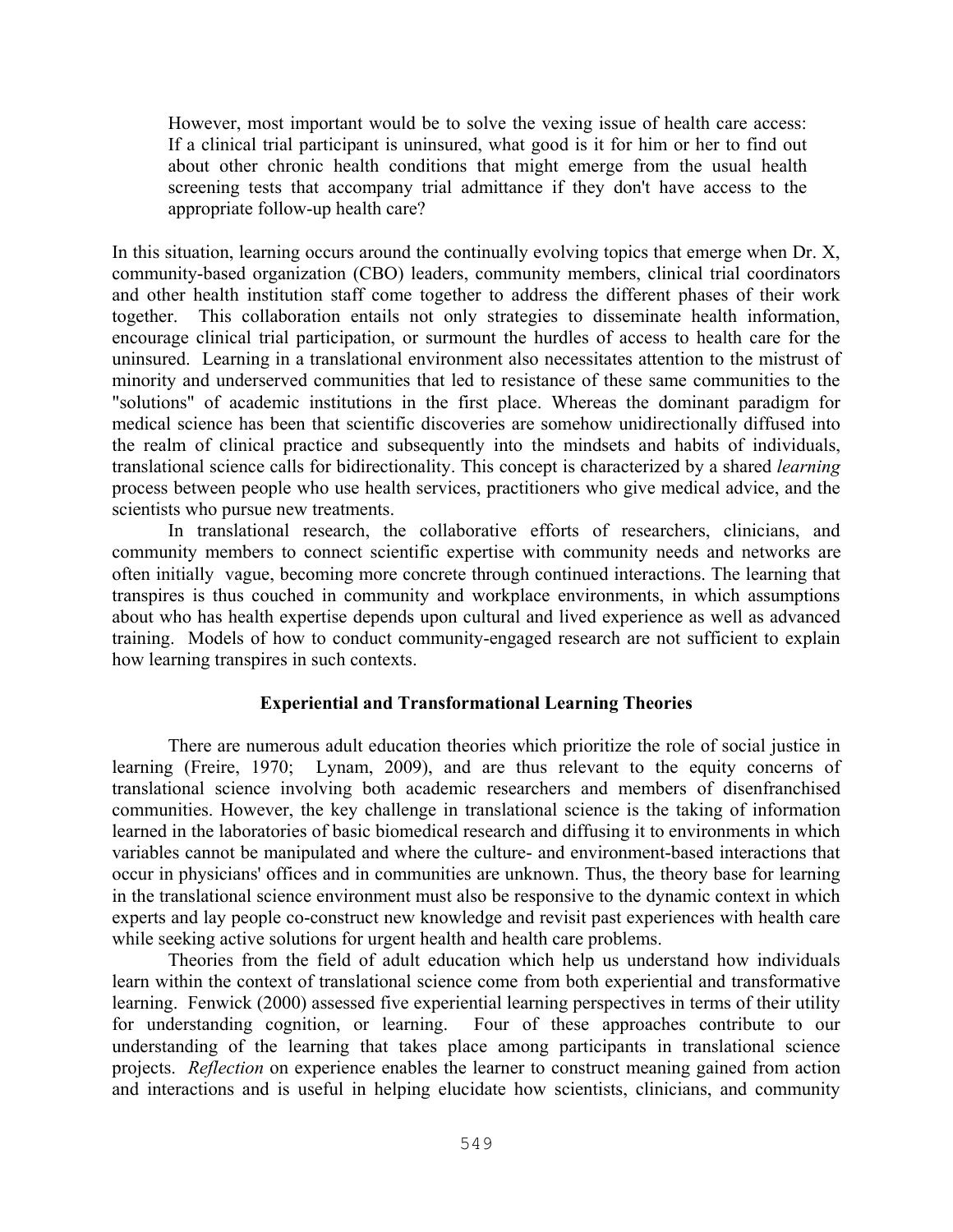> However, most important would be to solve the vexing issue of health care access: If a clinical trial participant is uninsured, what good is it for him or her to find out about other chronic health conditions that might emerge from the usual health screening tests that accompany trial admittance if they don't have access to the appropriate follow-up health care?

In this situation, learning occurs around the continually evolving topics that emerge when Dr. X, community-based organization (CBO) leaders, community members, clinical trial coordinators and other health institution staff come together to address the different phases of their work together. This collaboration entails not only strategies to disseminate health information, encourage clinical trial participation, or surmount the hurdles of access to health care for the uninsured. Learning in a translational environment also necessitates attention to the mistrust of minority and underserved communities that led to resistance of these same communities to the "solutions" of academic institutions in the first place. Whereas the dominant paradigm for medical science has been that scientific discoveries are somehow unidirectionally diffused into the realm of clinical practice and subsequently into the mindsets and habits of individuals, translational science calls for bidirectionality. This concept is characterized by a shared *learning* process between people who use health services, practitioners who give medical advice, and the scientists who pursue new treatments.

In translational research, the collaborative efforts of researchers, clinicians, and community members to connect scientific expertise with community needs and networks are often initially vague, becoming more concrete through continued interactions. The learning that transpires is thus couched in community and workplace environments, in which assumptions about who has health expertise depends upon cultural and lived experience as well as advanced training. Models of how to conduct community-engaged research are not sufficient to explain how learning transpires in such contexts.

## Experiential and Transformational Learning Theories

There are numerous adult education theories which prioritize the role of social justice in learning (Freire, 1970; Lynam, 2009), and are thus relevant to the equity concerns of translational science involving both academic researchers and members of disenfranchised communities. However, the key challenge in translational science is the taking of information learned in the laboratories of basic biomedical research and diffusing it to environments in which variables cannot be manipulated and where the culture- and environment-based interactions that occur in physicians' offices and in communities are unknown. Thus, the theory base for learning in the translational science environment must also be responsive to the dynamic context in which experts and lay people co-construct new knowledge and revisit past experiences with health care while seeking active solutions for urgent health and health care problems.

Theories from the field of adult education which help us understand how individuals learn within the context of translational science come from both experiential and transformative learning. Fenwick (2000) assessed five experiential learning perspectives in terms of their utility for understanding cognition, or learning. Four of these approaches contribute to our understanding of the learning that takes place among participants in translational science projects. *Reflection* on experience enables the learner to construct meaning gained from action and interactions and is useful in helping elucidate how scientists, clinicians, and community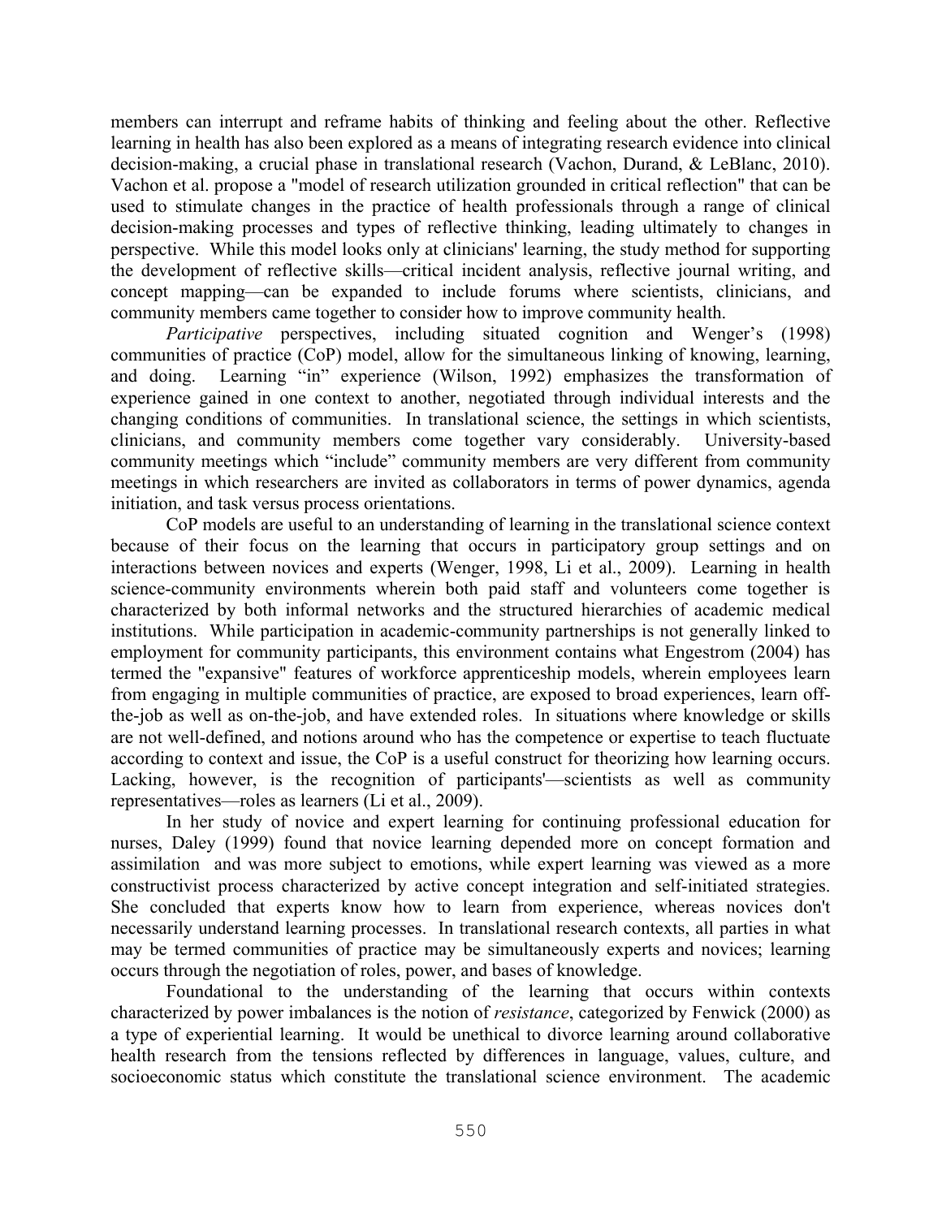members can interrupt and reframe habits of thinking and feeling about the other. Reflective learning in health has also been explored as a means of integrating research evidence into clinical decision-making, a crucial phase in translational research (Vachon, Durand, & LeBlanc, 2010). Vachon et al. propose a "model of research utilization grounded in critical reflection" that can be used to stimulate changes in the practice of health professionals through a range of clinical decision-making processes and types of reflective thinking, leading ultimately to changes in perspective. While this model looks only at clinicians' learning, the study method for supporting the development of reflective skills—critical incident analysis, reflective journal writing, and concept mapping—can be expanded to include forums where scientists, clinicians, and community members came together to consider how to improve community health.

*Participative* perspectives, including situated cognition and Wenger's (1998) communities of practice (CoP) model, allow for the simultaneous linking of knowing, learning, and doing. Learning "in" experience (Wilson, 1992) emphasizes the transformation of experience gained in one context to another, negotiated through individual interests and the changing conditions of communities. In translational science, the settings in which scientists, clinicians, and community members come together vary considerably. University-based community meetings which "include" community members are very different from community meetings in which researchers are invited as collaborators in terms of power dynamics, agenda initiation, and task versus process orientations.

CoP models are useful to an understanding of learning in the translational science context because of their focus on the learning that occurs in participatory group settings and on interactions between novices and experts (Wenger, 1998, Li et al., 2009). Learning in health science-community environments wherein both paid staff and volunteers come together is characterized by both informal networks and the structured hierarchies of academic medical institutions. While participation in academic-community partnerships is not generally linked to employment for community participants, this environment contains what Engestrom (2004) has termed the "expansive" features of workforce apprenticeship models, wherein employees learn from engaging in multiple communities of practice, are exposed to broad experiences, learn off-the-job as well as on-the-job, and have extended roles. In situations where knowledge or skills are not well-defined, and notions around who has the competence or expertise to teach fluctuate according to context and issue, the CoP is a useful construct for theorizing how learning occurs. Lacking, however, is the recognition of participants'—scientists as well as community representatives—roles as learners (Li et al., 2009).

In her study of novice and expert learning for continuing professional education for nurses, Daley (1999) found that novice learning depended more on concept formation and assimilation and was more subject to emotions, while expert learning was viewed as a more constructivist process characterized by active concept integration and self-initiated strategies. She concluded that experts know how to learn from experience, whereas novices don't necessarily understand learning processes. In translational research contexts, all parties in what may be termed communities of practice may be simultaneously experts and novices; learning occurs through the negotiation of roles, power, and bases of knowledge.

Foundational to the understanding of the learning that occurs within contexts characterized by power imbalances is the notion of *resistance*, categorized by Fenwick (2000) as a type of experiential learning. It would be unethical to divorce learning around collaborative health research from the tensions reflected by differences in language, values, culture, and socioeconomic status which constitute the translational science environment. The academic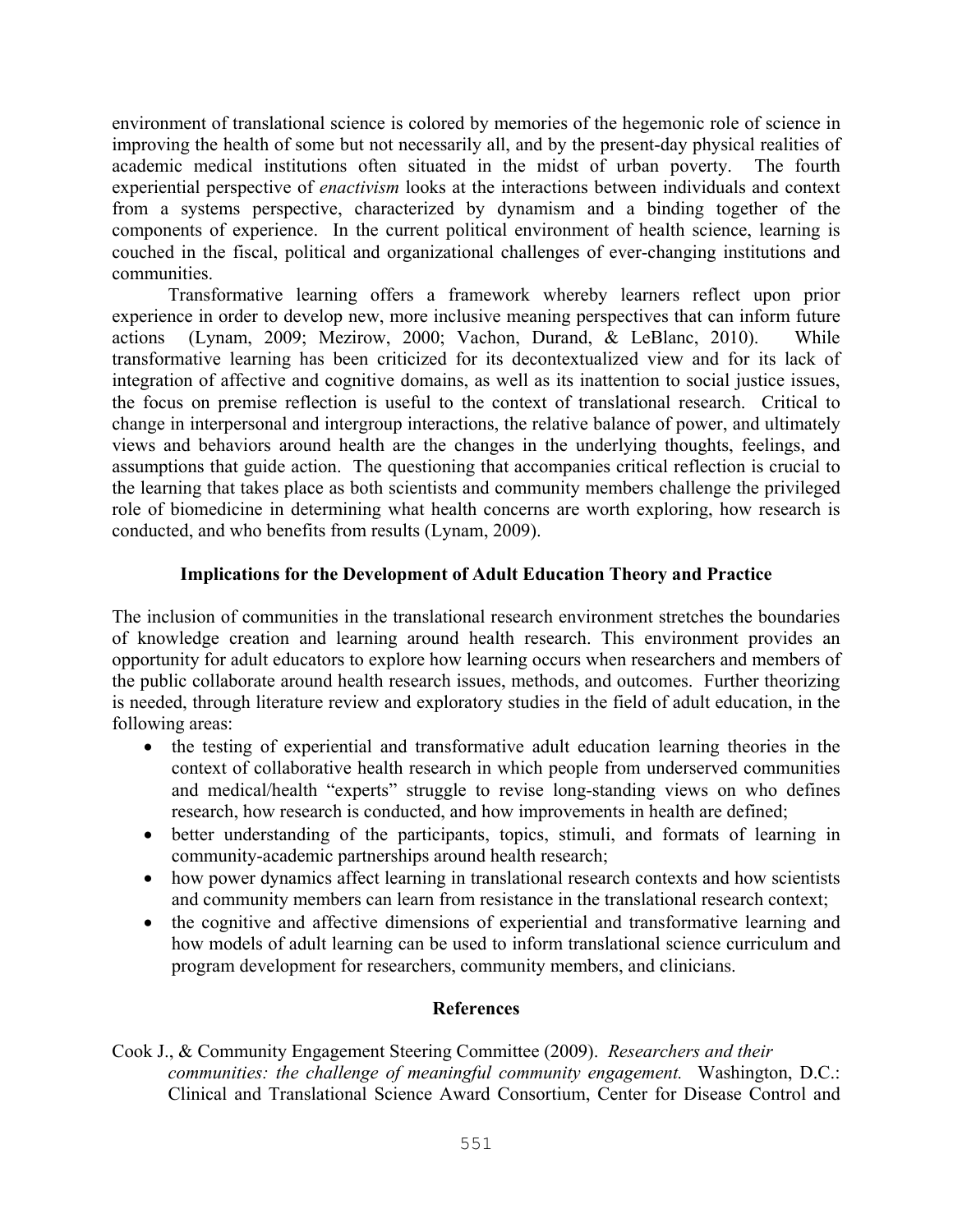environment of translational science is colored by memories of the hegemonic role of science in improving the health of some but not necessarily all, and by the present-day physical realities of academic medical institutions often situated in the midst of urban poverty. The fourth experiential perspective of *enactivism* looks at the interactions between individuals and context from a systems perspective, characterized by dynamism and a binding together of the components of experience. In the current political environment of health science, learning is couched in the fiscal, political and organizational challenges of ever-changing institutions and communities.

Transformative learning offers a framework whereby learners reflect upon prior experience in order to develop new, more inclusive meaning perspectives that can inform future actions (Lynam, 2009; Mezirow, 2000; Vachon, Durand, & LeBlanc, 2010). While transformative learning has been criticized for its decontextualized view and for its lack of integration of affective and cognitive domains, as well as its inattention to social justice issues, the focus on premise reflection is useful to the context of translational research. Critical to change in interpersonal and intergroup interactions, the relative balance of power, and ultimately views and behaviors around health are the changes in the underlying thoughts, feelings, and assumptions that guide action. The questioning that accompanies critical reflection is crucial to the learning that takes place as both scientists and community members challenge the privileged role of biomedicine in determining what health concerns are worth exploring, how research is conducted, and who benefits from results (Lynam, 2009).

## Implications for the Development of Adult Education Theory and Practice

The inclusion of communities in the translational research environment stretches the boundaries of knowledge creation and learning around health research. This environment provides an opportunity for adult educators to explore how learning occurs when researchers and members of the public collaborate around health research issues, methods, and outcomes. Further theorizing is needed, through literature review and exploratory studies in the field of adult education, in the following areas:

- the testing of experiential and transformative adult education learning theories in the context of collaborative health research in which people from underserved communities and medical/health "experts" struggle to revise long-standing views on who defines research, how research is conducted, and how improvements in health are defined;
- better understanding of the participants, topics, stimuli, and formats of learning in community-academic partnerships around health research;
- how power dynamics affect learning in translational research contexts and how scientists and community members can learn from resistance in the translational research context;
- the cognitive and affective dimensions of experiential and transformative learning and how models of adult learning can be used to inform translational science curriculum and program development for researchers, community members, and clinicians.

## References

Cook J., & Community Engagement Steering Committee (2009). *Researchers and their communities: the challenge of meaningful community engagement.* Washington, D.C.: Clinical and Translational Science Award Consortium, Center for Disease Control and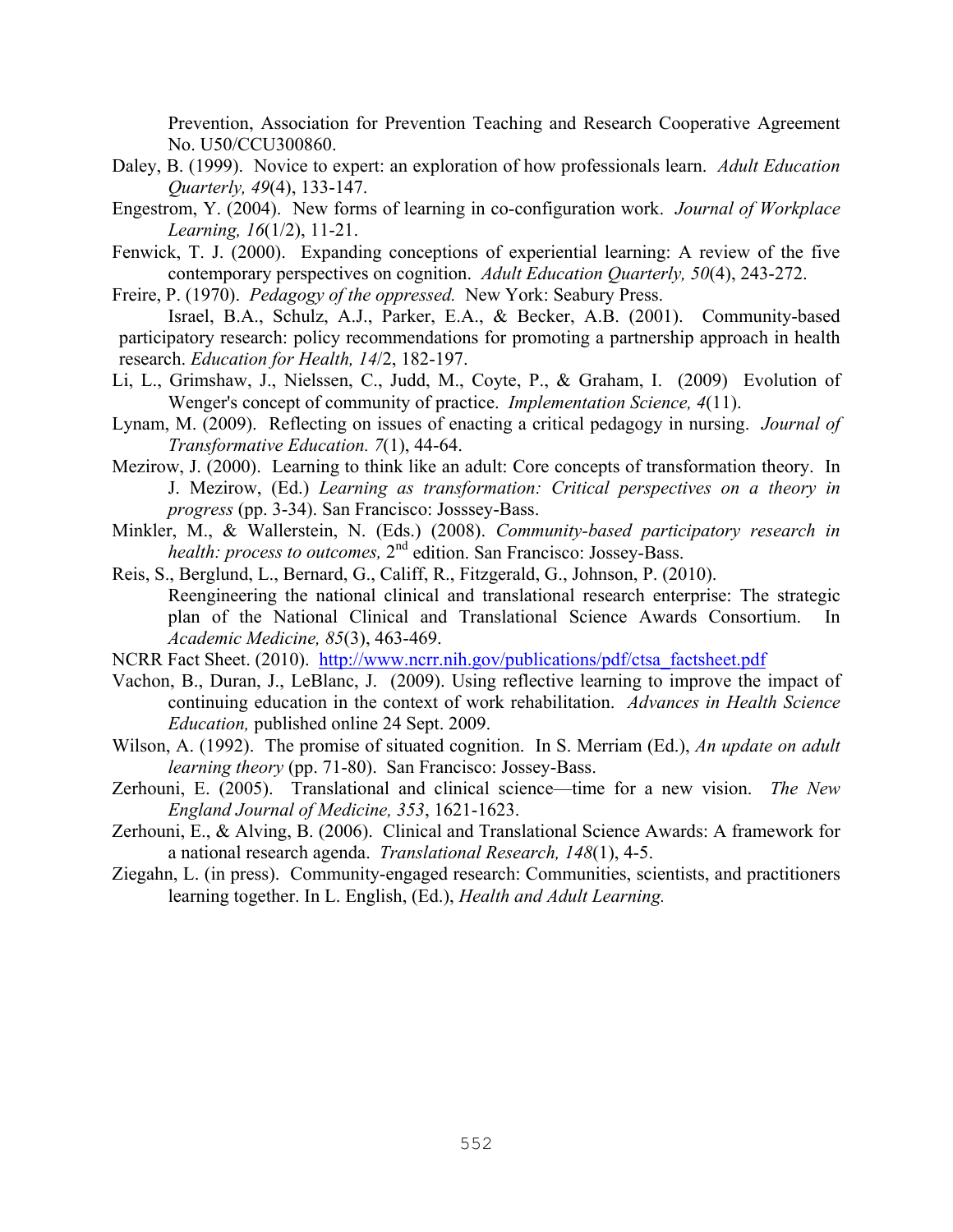Prevention, Association for Prevention Teaching and Research Cooperative Agreement No. U50/CCU300860.

Daley, B. (1999). Novice to expert: an exploration of how professionals learn. *Adult Education Quarterly, 49*(4), 133-147.

Engestrom, Y. (2004). New forms of learning in co-configuration work. *Journal of Workplace Learning, 16*(1/2), 11-21.

Fenwick, T. J. (2000). Expanding conceptions of experiential learning: A review of the five contemporary perspectives on cognition. *Adult Education Quarterly, 50*(4), 243-272.

Freire, P. (1970). *Pedagogy of the oppressed.* New York: Seabury Press.

Israel, B.A., Schulz, A.J., Parker, E.A., & Becker, A.B. (2001). Community-based participatory research: policy recommendations for promoting a partnership approach in health research. *Education for Health, 14*/2, 182-197.

Li, L., Grimshaw, J., Nielssen, C., Judd, M., Coyte, P., & Graham, I. (2009) Evolution of Wenger's concept of community of practice. *Implementation Science, 4*(11).

Lynam, M. (2009). Reflecting on issues of enacting a critical pedagogy in nursing. *Journal of Transformative Education. 7*(1), 44-64.

Mezirow, J. (2000). Learning to think like an adult: Core concepts of transformation theory. In J. Mezirow, (Ed.) *Learning as transformation: Critical perspectives on a theory in progress* (pp. 3-34). San Francisco: Josssey-Bass.

Minkler, M., & Wallerstein, N. (Eds.) (2008). *Community-based participatory research in health: process to outcomes,* 2nd edition. San Francisco: Jossey-Bass.

Reis, S., Berglund, L., Bernard, G., Califf, R., Fitzgerald, G., Johnson, P. (2010). Reengineering the national clinical and translational research enterprise: The strategic plan of the National Clinical and Translational Science Awards Consortium. In *Academic Medicine, 85*(3), 463-469.

NCRR Fact Sheet. (2010). http://www.ncrr.nih.gov/publications/pdf/ctsa_factsheet.pdf

Vachon, B., Duran, J., LeBlanc, J. (2009). Using reflective learning to improve the impact of continuing education in the context of work rehabilitation. *Advances in Health Science Education,* published online 24 Sept. 2009.

Wilson, A. (1992). The promise of situated cognition. In S. Merriam (Ed.), *An update on adult learning theory* (pp. 71-80). San Francisco: Jossey-Bass.

Zerhouni, E. (2005). Translational and clinical science—time for a new vision. *The New England Journal of Medicine, 353*, 1621-1623.

Zerhouni, E., & Alving, B. (2006). Clinical and Translational Science Awards: A framework for a national research agenda. *Translational Research, 148*(1), 4-5.

Ziegahn, L. (in press). Community-engaged research: Communities, scientists, and practitioners learning together. In L. English, (Ed.), *Health and Adult Learning.*